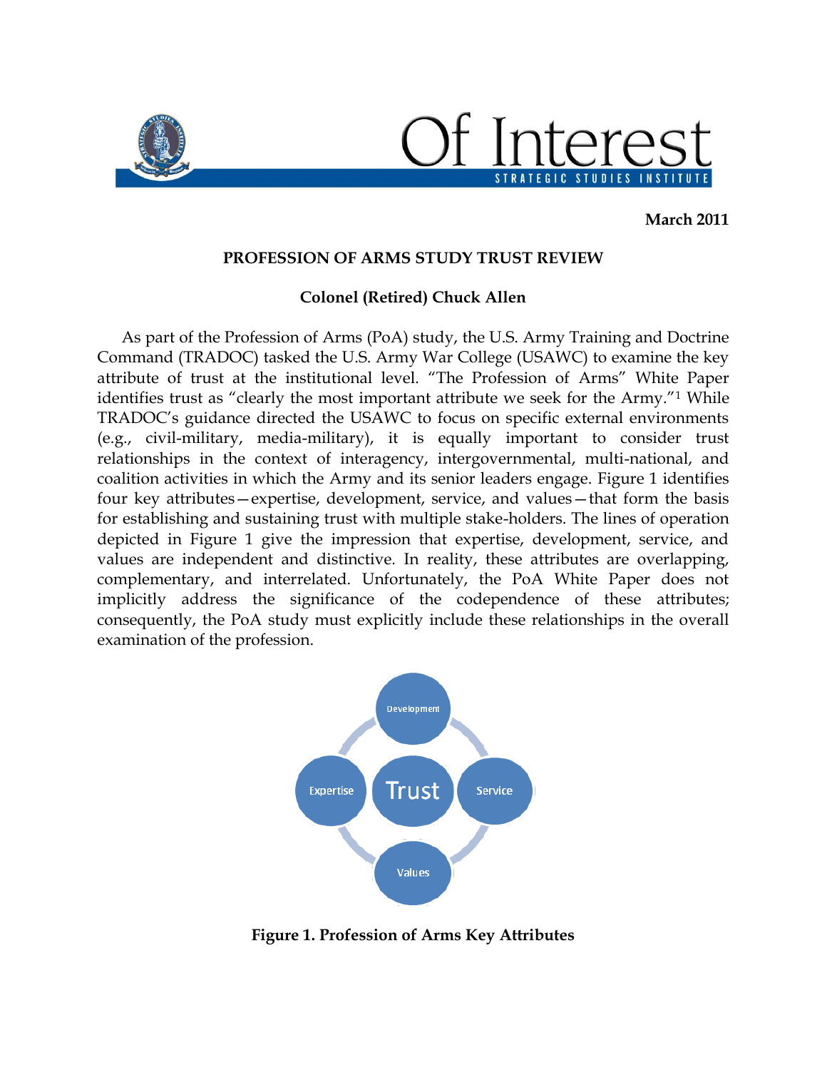March 2011

**PROFESSION OF ARMS STUDY TRUST REVIEW**

**Colonel (Retired) Chuck Allen**

As part of the Profession of Arms (PoA) study, the U.S. Army Training and Doctrine Command (TRADOC) tasked the U.S. Army War College (USAWC) to examine the key attribute of trust at the institutional level. "The Profession of Arms" White Paper identifies trust as "clearly the most important attribute we seek for the Army."[1] While TRADOC's guidance directed the USAWC to focus on specific external environments (e.g., civil-military, media-military), it is equally important to consider trust relationships in the context of interagency, intergovernmental, multi-national, and coalition activities in which the Army and its senior leaders engage. Figure 1 identifies four key attributes—expertise, development, service, and values—that form the basis for establishing and sustaining trust with multiple stake-holders. The lines of operation depicted in Figure 1 give the impression that expertise, development, service, and values are independent and distinctive. In reality, these attributes are overlapping, complementary, and interrelated. Unfortunately, the PoA White Paper does not implicitly address the significance of the codependence of these attributes; consequently, the PoA study must explicitly include these relationships in the overall examination of the profession.

**Figure 1. Profession of Arms Key Attributes**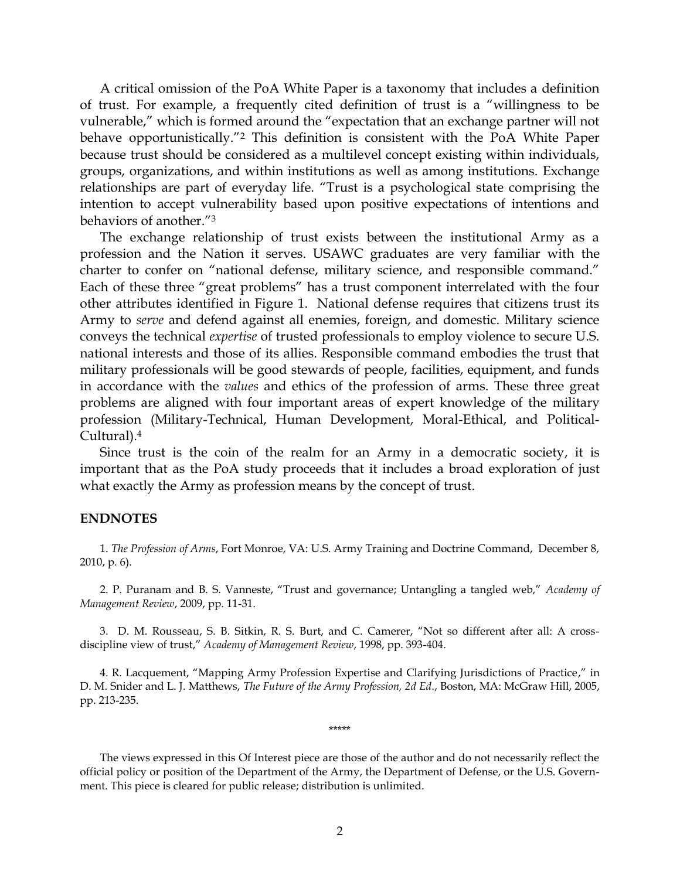A critical omission of the PoA White Paper is a taxonomy that includes a definition of trust. For example, a frequently cited definition of trust is a "willingness to be vulnerable," which is formed around the "expectation that an exchange partner will not behave opportunistically."[2] This definition is consistent with the PoA White Paper because trust should be considered as a multilevel concept existing within individuals, groups, organizations, and within institutions as well as among institutions. Exchange relationships are part of everyday life. "Trust is a psychological state comprising the intention to accept vulnerability based upon positive expectations of intentions and behaviors of another."[3]

The exchange relationship of trust exists between the institutional Army as a profession and the Nation it serves. USAWC graduates are very familiar with the charter to confer on "national defense, military science, and responsible command." Each of these three "great problems" has a trust component interrelated with the four other attributes identified in Figure 1. National defense requires that citizens trust its Army to *serve* and defend against all enemies, foreign, and domestic. Military science conveys the technical *expertise* of trusted professionals to employ violence to secure U.S. national interests and those of its allies. Responsible command embodies the trust that military professionals will be good stewards of people, facilities, equipment, and funds in accordance with the *values* and ethics of the profession of arms. These three great problems are aligned with four important areas of expert knowledge of the military profession (Military-Technical, Human Development, Moral-Ethical, and Political-Cultural).[4]

Since trust is the coin of the realm for an Army in a democratic society, it is important that as the PoA study proceeds that it includes a broad exploration of just what exactly the Army as profession means by the concept of trust.

## ENDNOTES

1. *The Profession of Arms*, Fort Monroe, VA: U.S. Army Training and Doctrine Command, December 8, 2010, p. 6).

2. P. Puranam and B. S. Vanneste, "Trust and governance; Untangling a tangled web," *Academy of Management Review*, 2009, pp. 11-31.

3. D. M. Rousseau, S. B. Sitkin, R. S. Burt, and C. Camerer, "Not so different after all: A cross-discipline view of trust," *Academy of Management Review*, 1998, pp. 393-404.

4. R. Lacquement, "Mapping Army Profession Expertise and Clarifying Jurisdictions of Practice," in D. M. Snider and L. J. Matthews, *The Future of the Army Profession, 2d Ed*., Boston, MA: McGraw Hill, 2005, pp. 213-235.

*****

The views expressed in this Of Interest piece are those of the author and do not necessarily reflect the official policy or position of the Department of the Army, the Department of Defense, or the U.S. Government. This piece is cleared for public release; distribution is unlimited.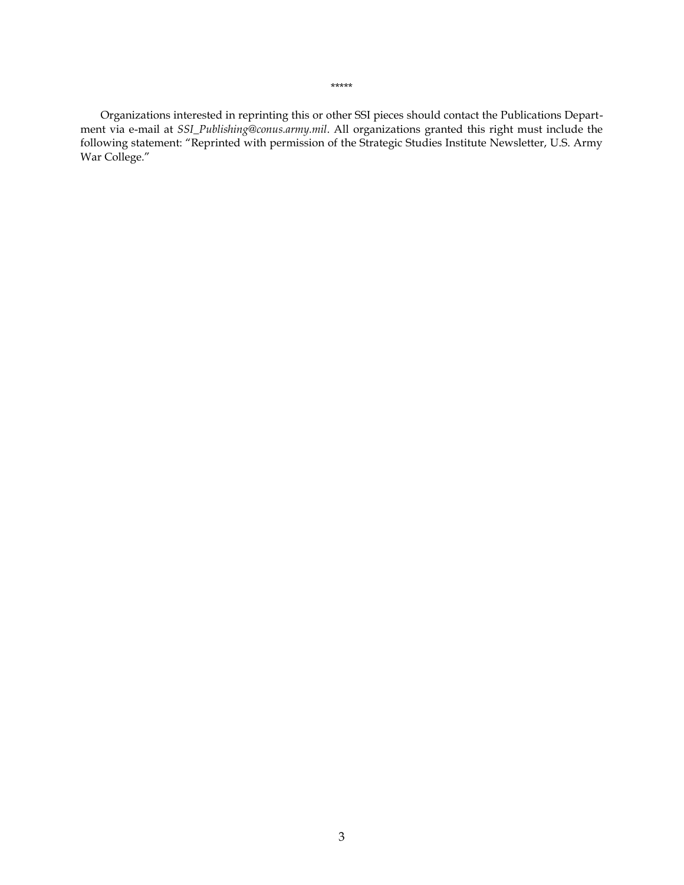*****

Organizations interested in reprinting this or other SSI pieces should contact the Publications Department via e-mail at *SSI_Publishing@conus.army.mil*. All organizations granted this right must include the following statement: "Reprinted with permission of the Strategic Studies Institute Newsletter, U.S. Army War College."